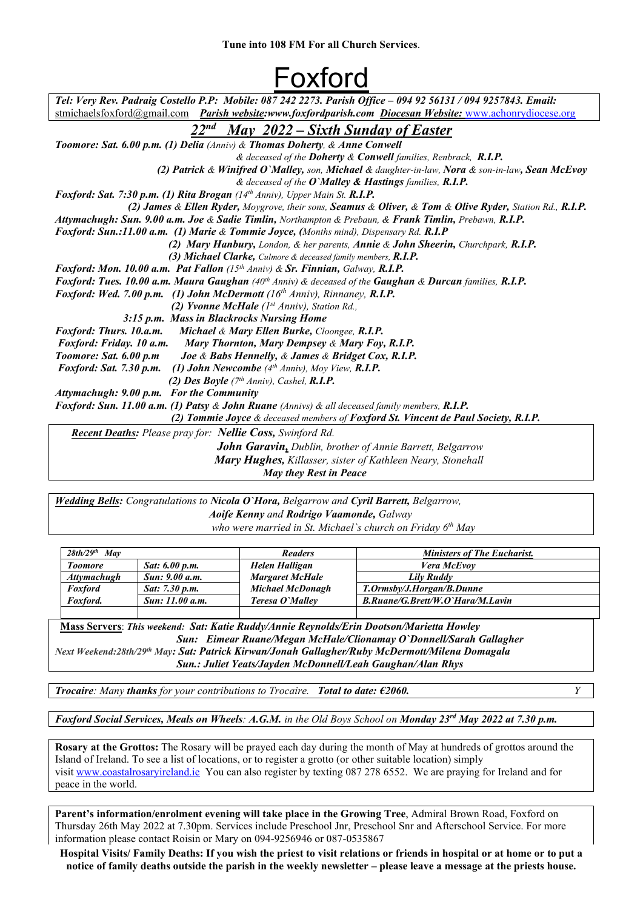**Tune into 108 FM For all Church Services**.

# Foxford

***Tel: Very Rev. Padraig Costello P.P: Mobile: 087 242 2273. Parish Office – 094 92 56131 / 094 9257843. Email:*** stmichaelsfoxford@gmail.com ***Parish website:www.foxfordparish.com Diocesan Website:*** www.achonrydiocese.org

## *22nd May 2022 – Sixth Sunday of Easter*

***Toomore: Sat. 6.00 p.m. (1) Delia*** *(Anniv) &* ***Thomas Doherty****, &* ***Anne Conwell***
*& deceased of the* ***Doherty*** *&* ***Conwell*** *families, Renbrack,* ***R.I.P.***
***(2) Patrick*** *&* ***Winifred O`Malley,*** *son,* ***Michael*** *& daughter-in-law,* ***Nora*** *& son-in-law****, Sean McEvoy***
*& deceased of the* ***O`Malley & Hastings*** *families,* ***R.I.P.***

***Foxford: Sat. 7:30 p.m. (1) Rita Brogan*** *(14th Anniv), Upper Main St.* ***R.I.P.***
***(2) James*** *&* ***Ellen Ryder,*** *Moygrove, their sons,* ***Seamus*** *&* ***Oliver,*** *&* ***Tom*** *&* ***Olive Ryder,*** *Station Rd.,* ***R.I.P.***

***Attymachugh: Sun. 9.00 a.m. Joe*** *&* ***Sadie Timlin,*** *Northampton & Prebaun, &* ***Frank Timlin,*** *Prebawn,* ***R.I.P.***

***Foxford: Sun.:11.00 a.m. (1) Marie*** *&* ***Tommie Joyce, (****Months mind), Dispensary Rd.* ***R.I.P***
***(2) Mary Hanbury,*** *London, & her parents,* ***Annie*** *&* ***John Sheerin,*** *Churchpark,* ***R.I.P.***
***(3) Michael Clarke,*** *Culmore & deceased family members,* ***R.I.P.***

***Foxford: Mon. 10.00 a.m. Pat Fallon*** *(15th Anniv) &* ***Sr. Finnian,*** *Galway,* ***R.I.P.***

***Foxford: Tues. 10.00 a.m. Maura Gaughan*** *(40th Anniv) & deceased of the* ***Gaughan*** *&* ***Durcan*** *families,* ***R.I.P.***

***Foxford: Wed. 7.00 p.m. (1) John McDermott*** *(16th Anniv), Rinnaney,* ***R.I.P.***
***(2) Yvonne McHale*** *(1st Anniv), Station Rd.,*
***3:15 p.m. Mass in Blackrocks Nursing Home***

***Foxford: Thurs. 10.a.m. Michael*** *&* ***Mary Ellen Burke,*** *Cloongee,* ***R.I.P.***

***Foxford: Friday. 10 a.m. Mary Thornton, Mary Dempsey*** *&* ***Mary Foy, R.I.P.***

***Toomore: Sat. 6.00 p.m Joe*** *&* ***Babs Hennelly,*** *&* ***James*** *&* ***Bridget Cox, R.I.P.***

***Foxford: Sat. 7.30 p.m. (1) John Newcombe*** *(4th Anniv), Moy View,* ***R.I.P.***
***(2) Des Boyle*** *(7th Anniv), Cashel,* ***R.I.P.***

***Attymachugh: 9.00 p.m. For the Community***

***Foxford: Sun. 11.00 a.m. (1) Patsy*** *&* ***John Ruane*** *(Annivs) & all deceased family members,* ***R.I.P.***
***(2) Tommie Joyce*** *& deceased members of* ***Foxford St. Vincent de Paul Society, R.I.P.***

***Recent Deaths:*** *Please pray for:* ***Nellie Coss,*** *Swinford Rd.*
***John Garavin,*** *Dublin, brother of Annie Barrett, Belgarrow*
***Mary Hughes,*** *Killasser, sister of Kathleen Neary, Stonehall*
***May they Rest in Peace***

***Wedding Bells:*** *Congratulations to* ***Nicola O`Hora,*** *Belgarrow and* ***Cyril Barrett,*** *Belgarrow,*
***Aoife Kenny*** *and* ***Rodrigo Vaamonde,*** *Galway*
*who were married in St. Michael`s church on Friday 6th May*

| *28th/29th May* | | *Readers* | *Ministers of The Eucharist.* |
|---|---|---|---|
| *Toomore* | *Sat: 6.00 p.m.* | *Helen Halligan* | *Vera McEvoy* |
| *Attymachugh* | *Sun: 9.00 a.m.* | *Margaret McHale* | *Lily Ruddy* |
| *Foxford* | *Sat: 7.30 p.m.* | *Michael McDonagh* | *T.Ormsby/J.Horgan/B.Dunne* |
| *Foxford.* | *Sun: 11.00 a.m.* | *Teresa O`Malley* | *B.Ruane/G.Brett/W.O`Hara/M.Lavin* |

**Mass Servers**: ***This weekend: Sat: Katie Ruddy/Annie Reynolds/Erin Dootson/Marietta Howley***
***Sun: Eimear Ruane/Megan McHale/Clionamay O`Donnell/Sarah Gallagher***
*Next Weekend:28th/29th May****: Sat: Patrick Kirwan/Jonah Gallagher/Ruby McDermott/Milena Domagala***
***Sun.: Juliet Yeats/Jayden McDonnell/Leah Gaughan/Alan Rhys***

***Trocaire****: Many* ***thanks*** *for your contributions to Trocaire.* ***Total to date: €2060.*** *Y*

***Foxford Social Services, Meals on Wheels****: A.G.M. in the Old Boys School on* ***Monday 23rd May 2022 at 7.30 p.m.***

**Rosary at the Grottos:** The Rosary will be prayed each day during the month of May at hundreds of grottos around the Island of Ireland. To see a list of locations, or to register a grotto (or other suitable location) simply visit www.coastalrosaryireland.ie You can also register by texting 087 278 6552. We are praying for Ireland and for peace in the world.

**Parent's information/enrolment evening will take place in the Growing Tree**, Admiral Brown Road, Foxford on Thursday 26th May 2022 at 7.30pm. Services include Preschool Jnr, Preschool Snr and Afterschool Service. For more information please contact Roisin or Mary on 094-9256946 or 087-0535867

**Hospital Visits/ Family Deaths: If you wish the priest to visit relations or friends in hospital or at home or to put a notice of family deaths outside the parish in the weekly newsletter – please leave a message at the priests house.**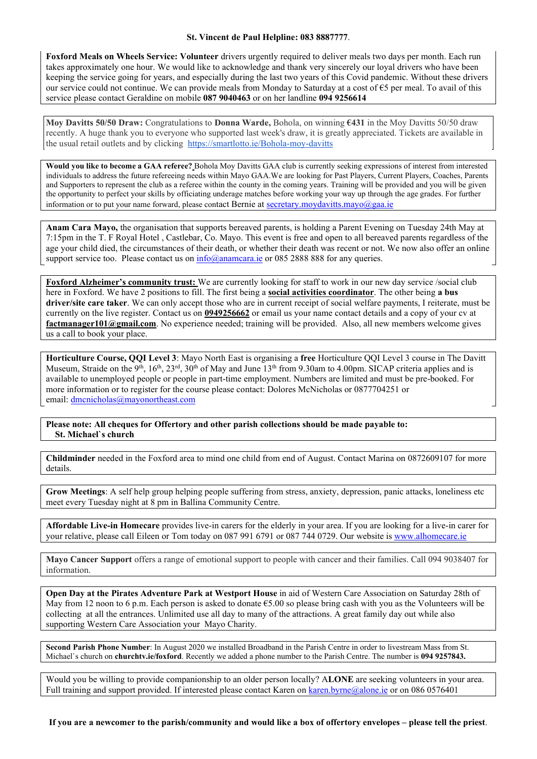**St. Vincent de Paul Helpline: 083 8887777**.

**Foxford Meals on Wheels Service: Volunteer** drivers urgently required to deliver meals two days per month. Each run takes approximately one hour. We would like to acknowledge and thank very sincerely our loyal drivers who have been keeping the service going for years, and especially during the last two years of this Covid pandemic. Without these drivers our service could not continue. We can provide meals from Monday to Saturday at a cost of €5 per meal. To avail of this service please contact Geraldine on mobile **087 9040463** or on her landline **094 9256614**

**Moy Davitts 50/50 Draw:** Congratulations to **Donna Warde,** Bohola, on winning **€431** in the Moy Davitts 50/50 draw recently. A huge thank you to everyone who supported last week's draw, it is greatly appreciated. Tickets are available in the usual retail outlets and by clicking https://smartlotto.ie/Bohola-moy-davitts

**Would you like to become a GAA referee?** Bohola Moy Davitts GAA club is currently seeking expressions of interest from interested individuals to address the future refereeing needs within Mayo GAA.We are looking for Past Players, Current Players, Coaches, Parents and Supporters to represent the club as a referee within the county in the coming years. Training will be provided and you will be given the opportunity to perfect your skills by officiating underage matches before working your way up through the age grades. For further information or to put your name forward, please contact Bernie at secretary.moydavitts.mayo@gaa.ie

**Anam Cara Mayo,** the organisation that supports bereaved parents, is holding a Parent Evening on Tuesday 24th May at 7:15pm in the T. F Royal Hotel , Castlebar, Co. Mayo. This event is free and open to all bereaved parents regardless of the age your child died, the circumstances of their death, or whether their death was recent or not. We now also offer an online support service too. Please contact us on info@anamcara.ie or 085 2888 888 for any queries.

**Foxford Alzheimer's community trust:** We are currently looking for staff to work in our new day service /social club here in Foxford. We have 2 positions to fill. The first being a **social activities coordinator**. The other being **a bus driver/site care taker**. We can only accept those who are in current receipt of social welfare payments, I reiterate, must be currently on the live register. Contact us on **0949256662** or email us your name contact details and a copy of your cv at **factmanager101@gmail.com**. No experience needed; training will be provided. Also, all new members welcome gives us a call to book your place.

**Horticulture Course, QQI Level 3**: Mayo North East is organising a **free** Horticulture QQI Level 3 course in The Davitt Museum, Straide on the 9th, 16th, 23rd, 30th of May and June 13th from 9.30am to 4.00pm. SICAP criteria applies and is available to unemployed people or people in part-time employment. Numbers are limited and must be pre-booked. For more information or to register for the course please contact: Dolores McNicholas or 0877704251 or email: dmcnicholas@mayonortheast.com

**Please note: All cheques for Offertory and other parish collections should be made payable to: St. Michael`s church**

**Childminder** needed in the Foxford area to mind one child from end of August. Contact Marina on 0872609107 for more details.

**Grow Meetings**: A self help group helping people suffering from stress, anxiety, depression, panic attacks, loneliness etc meet every Tuesday night at 8 pm in Ballina Community Centre.

**Affordable Live-in Homecare** provides live-in carers for the elderly in your area. If you are looking for a live-in carer for your relative, please call Eileen or Tom today on 087 991 6791 or 087 744 0729. Our website is www.alhomecare.ie

**Mayo Cancer Support** offers a range of emotional support to people with cancer and their families. Call 094 9038407 for information.

**Open Day at the Pirates Adventure Park at Westport House** in aid of Western Care Association on Saturday 28th of May from 12 noon to 6 p.m. Each person is asked to donate €5.00 so please bring cash with you as the Volunteers will be collecting at all the entrances. Unlimited use all day to many of the attractions. A great family day out while also supporting Western Care Association your Mayo Charity.

**Second Parish Phone Number**: In August 2020 we installed Broadband in the Parish Centre in order to livestream Mass from St. Michael`s church on **churchtv.ie/foxford**. Recently we added a phone number to the Parish Centre. The number is **094 9257843.**

Would you be willing to provide companionship to an older person locally? A**LONE** are seeking volunteers in your area. Full training and support provided. If interested please contact Karen on karen.byrne@alone.ie or on 086 0576401

**If you are a newcomer to the parish/community and would like a box of offertory envelopes – please tell the priest**.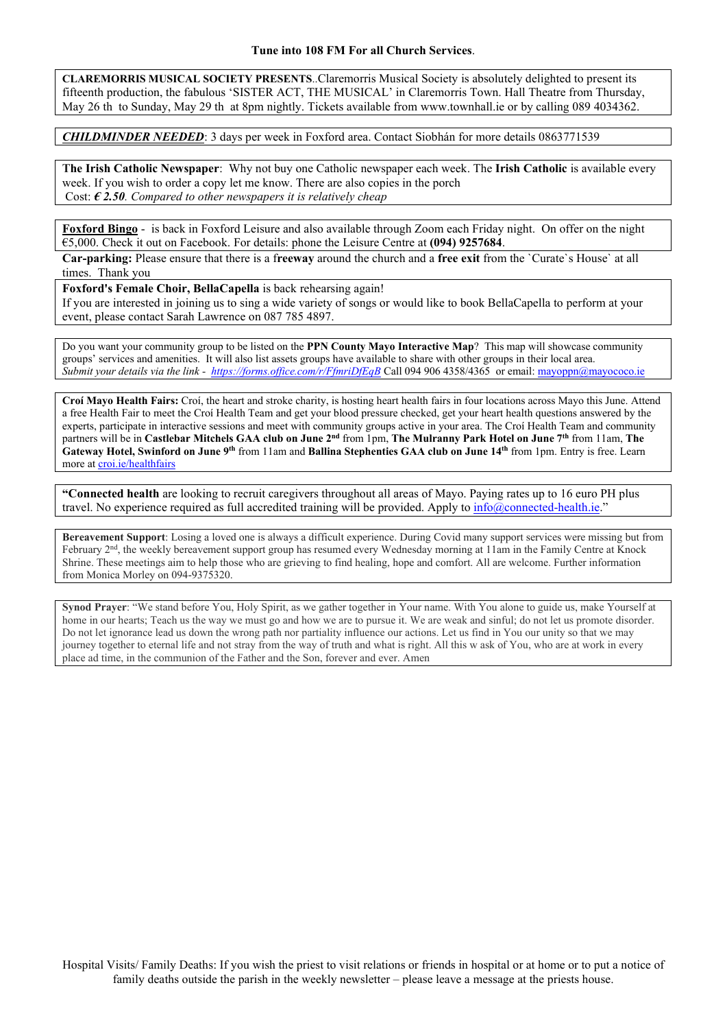**Tune into 108 FM For all Church Services**.

**CLAREMORRIS MUSICAL SOCIETY PRESENTS**..Claremorris Musical Society is absolutely delighted to present its fifteenth production, the fabulous 'SISTER ACT, THE MUSICAL' in Claremorris Town. Hall Theatre from Thursday, May 26 th to Sunday, May 29 th at 8pm nightly. Tickets available from www.townhall.ie or by calling 089 4034362.

***CHILDMINDER NEEDED***: 3 days per week in Foxford area. Contact Siobhán for more details 0863771539

**The Irish Catholic Newspaper**: Why not buy one Catholic newspaper each week. The **Irish Catholic** is available every week. If you wish to order a copy let me know. There are also copies in the porch
Cost: ***€ 2.50***. *Compared to other newspapers it is relatively cheap*

**Foxford Bingo** - is back in Foxford Leisure and also available through Zoom each Friday night. On offer on the night €5,000. Check it out on Facebook. For details: phone the Leisure Centre at **(094) 9257684**.

**Car-parking:** Please ensure that there is a f**reeway** around the church and a **free exit** from the `Curate`s House` at all times. Thank you

**Foxford's Female Choir, BellaCapella** is back rehearsing again!
If you are interested in joining us to sing a wide variety of songs or would like to book BellaCapella to perform at your event, please contact Sarah Lawrence on 087 785 4897.

Do you want your community group to be listed on the **PPN County Mayo Interactive Map**? This map will showcase community groups' services and amenities. It will also list assets groups have available to share with other groups in their local area.
*Submit your details via the link - https://forms.office.com/r/FfmriDfEqB* Call 094 906 4358/4365 or email: mayoppn@mayococo.ie

**Croí Mayo Health Fairs:** Croí, the heart and stroke charity, is hosting heart health fairs in four locations across Mayo this June. Attend a free Health Fair to meet the Croí Health Team and get your blood pressure checked, get your heart health questions answered by the experts, participate in interactive sessions and meet with community groups active in your area. The Croí Health Team and community partners will be in **Castlebar Mitchels GAA club on June 2nd** from 1pm, **The Mulranny Park Hotel on June 7th** from 11am, **The Gateway Hotel, Swinford on June 9th** from 11am and **Ballina Stephenties GAA club on June 14th** from 1pm. Entry is free. Learn more at croi.ie/healthfairs

**"Connected health** are looking to recruit caregivers throughout all areas of Mayo. Paying rates up to 16 euro PH plus travel. No experience required as full accredited training will be provided. Apply to info@connected-health.ie."

**Bereavement Support**: Losing a loved one is always a difficult experience. During Covid many support services were missing but from February 2nd, the weekly bereavement support group has resumed every Wednesday morning at 11am in the Family Centre at Knock Shrine. These meetings aim to help those who are grieving to find healing, hope and comfort. All are welcome. Further information from Monica Morley on 094-9375320.

**Synod Prayer**: "We stand before You, Holy Spirit, as we gather together in Your name. With You alone to guide us, make Yourself at home in our hearts; Teach us the way we must go and how we are to pursue it. We are weak and sinful; do not let us promote disorder. Do not let ignorance lead us down the wrong path nor partiality influence our actions. Let us find in You our unity so that we may journey together to eternal life and not stray from the way of truth and what is right. All this w ask of You, who are at work in every place ad time, in the communion of the Father and the Son, forever and ever. Amen

Hospital Visits/ Family Deaths: If you wish the priest to visit relations or friends in hospital or at home or to put a notice of family deaths outside the parish in the weekly newsletter – please leave a message at the priests house.